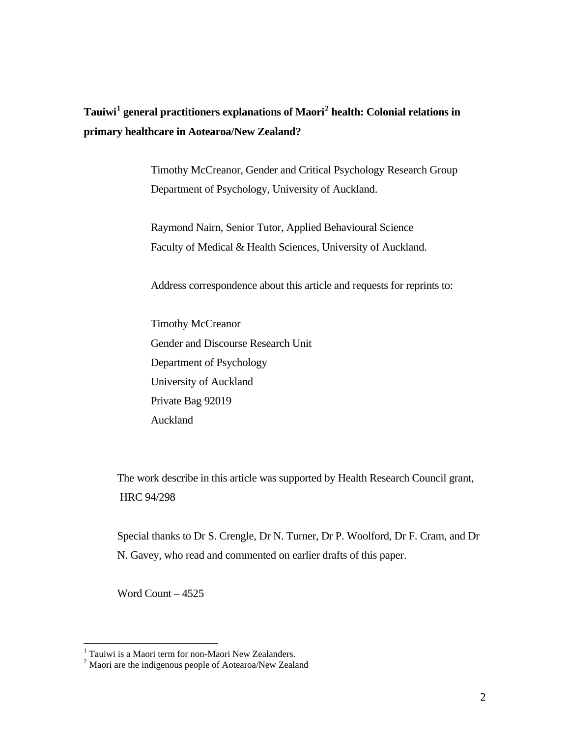**Tauiwi[1] general practitioners explanations of Maori[2] health: Colonial relations in primary healthcare in Aotearoa/New Zealand?**

Timothy McCreanor, Gender and Critical Psychology Research Group
Department of Psychology, University of Auckland.

Raymond Nairn, Senior Tutor, Applied Behavioural Science
Faculty of Medical & Health Sciences, University of Auckland.

Address correspondence about this article and requests for reprints to:

Timothy McCreanor
Gender and Discourse Research Unit
Department of Psychology
University of Auckland
Private Bag 92019
Auckland

The work describe in this article was supported by Health Research Council grant, HRC 94/298

Special thanks to Dr S. Crengle, Dr N. Turner, Dr P. Woolford, Dr F. Cram, and Dr N. Gavey, who read and commented on earlier drafts of this paper.

Word Count – 4525

[1] Tauiwi is a Maori term for non-Maori New Zealanders.
[2] Maori are the indigenous people of Aotearoa/New Zealand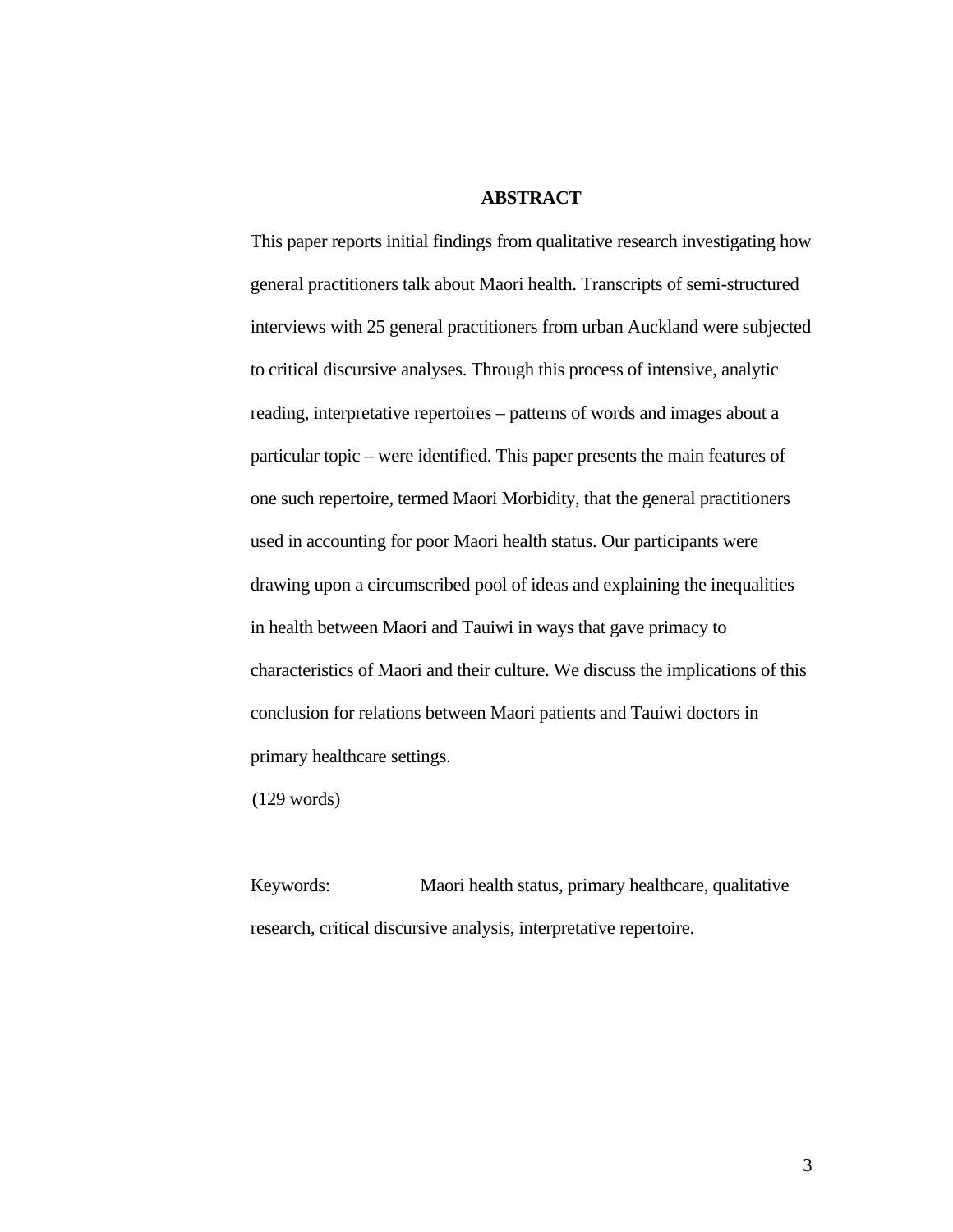## ABSTRACT

This paper reports initial findings from qualitative research investigating how general practitioners talk about Maori health. Transcripts of semi-structured interviews with 25 general practitioners from urban Auckland were subjected to critical discursive analyses. Through this process of intensive, analytic reading, interpretative repertoires – patterns of words and images about a particular topic – were identified. This paper presents the main features of one such repertoire, termed Maori Morbidity, that the general practitioners used in accounting for poor Maori health status. Our participants were drawing upon a circumscribed pool of ideas and explaining the inequalities in health between Maori and Tauiwi in ways that gave primacy to characteristics of Maori and their culture. We discuss the implications of this conclusion for relations between Maori patients and Tauiwi doctors in primary healthcare settings.

(129 words)

Keywords: Maori health status, primary healthcare, qualitative research, critical discursive analysis, interpretative repertoire.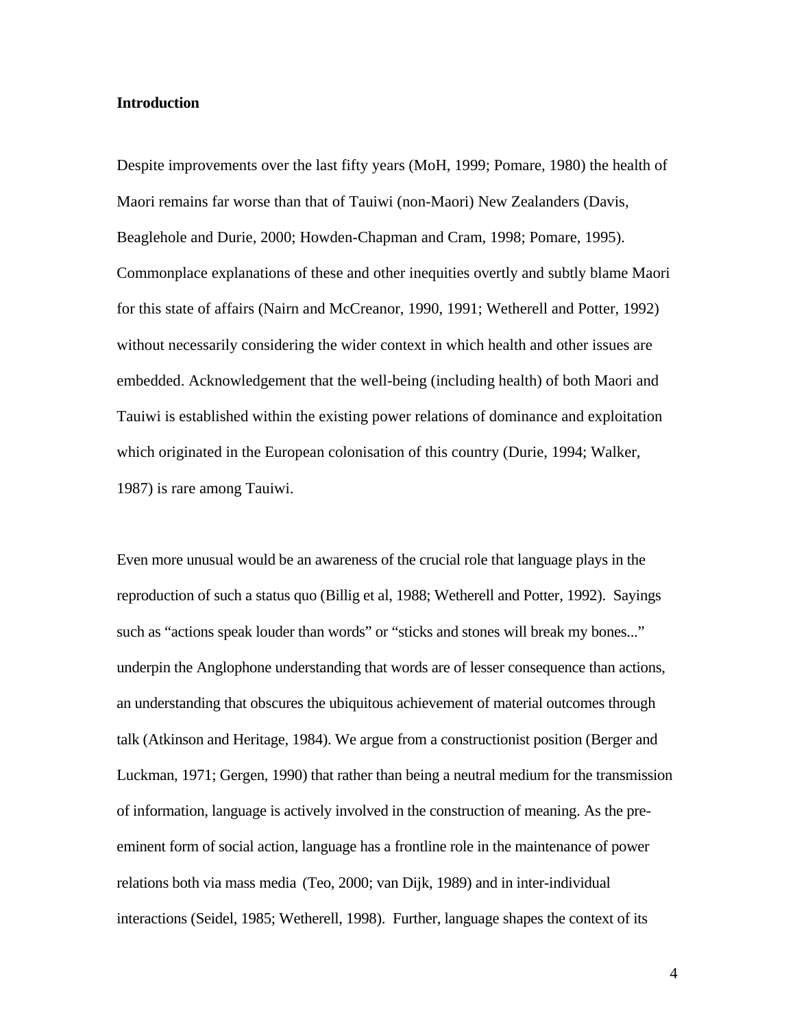**Introduction**

Despite improvements over the last fifty years (MoH, 1999; Pomare, 1980) the health of Maori remains far worse than that of Tauiwi (non-Maori) New Zealanders (Davis, Beaglehole and Durie, 2000; Howden-Chapman and Cram, 1998; Pomare, 1995). Commonplace explanations of these and other inequities overtly and subtly blame Maori for this state of affairs (Nairn and McCreanor, 1990, 1991; Wetherell and Potter, 1992) without necessarily considering the wider context in which health and other issues are embedded. Acknowledgement that the well-being (including health) of both Maori and Tauiwi is established within the existing power relations of dominance and exploitation which originated in the European colonisation of this country (Durie, 1994; Walker, 1987) is rare among Tauiwi.

Even more unusual would be an awareness of the crucial role that language plays in the reproduction of such a status quo (Billig et al, 1988; Wetherell and Potter, 1992). Sayings such as "actions speak louder than words" or "sticks and stones will break my bones..." underpin the Anglophone understanding that words are of lesser consequence than actions, an understanding that obscures the ubiquitous achievement of material outcomes through talk (Atkinson and Heritage, 1984). We argue from a constructionist position (Berger and Luckman, 1971; Gergen, 1990) that rather than being a neutral medium for the transmission of information, language is actively involved in the construction of meaning. As the pre-eminent form of social action, language has a frontline role in the maintenance of power relations both via mass media (Teo, 2000; van Dijk, 1989) and in inter-individual interactions (Seidel, 1985; Wetherell, 1998). Further, language shapes the context of its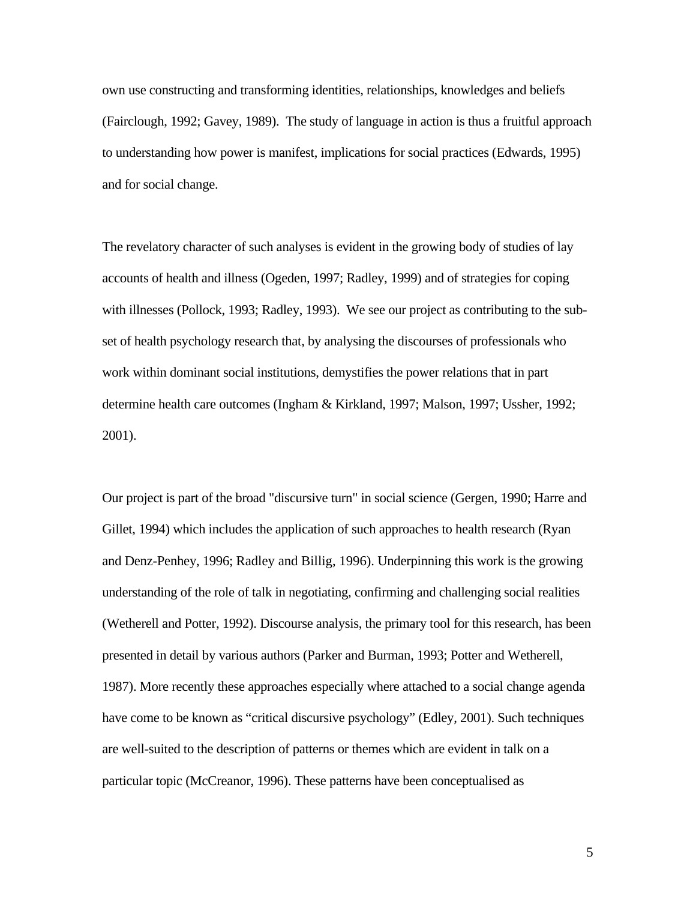own use constructing and transforming identities, relationships, knowledges and beliefs (Fairclough, 1992; Gavey, 1989). The study of language in action is thus a fruitful approach to understanding how power is manifest, implications for social practices (Edwards, 1995) and for social change.

The revelatory character of such analyses is evident in the growing body of studies of lay accounts of health and illness (Ogeden, 1997; Radley, 1999) and of strategies for coping with illnesses (Pollock, 1993; Radley, 1993). We see our project as contributing to the sub-set of health psychology research that, by analysing the discourses of professionals who work within dominant social institutions, demystifies the power relations that in part determine health care outcomes (Ingham & Kirkland, 1997; Malson, 1997; Ussher, 1992; 2001).

Our project is part of the broad "discursive turn" in social science (Gergen, 1990; Harre and Gillet, 1994) which includes the application of such approaches to health research (Ryan and Denz-Penhey, 1996; Radley and Billig, 1996). Underpinning this work is the growing understanding of the role of talk in negotiating, confirming and challenging social realities (Wetherell and Potter, 1992). Discourse analysis, the primary tool for this research, has been presented in detail by various authors (Parker and Burman, 1993; Potter and Wetherell, 1987). More recently these approaches especially where attached to a social change agenda have come to be known as "critical discursive psychology" (Edley, 2001). Such techniques are well-suited to the description of patterns or themes which are evident in talk on a particular topic (McCreanor, 1996). These patterns have been conceptualised as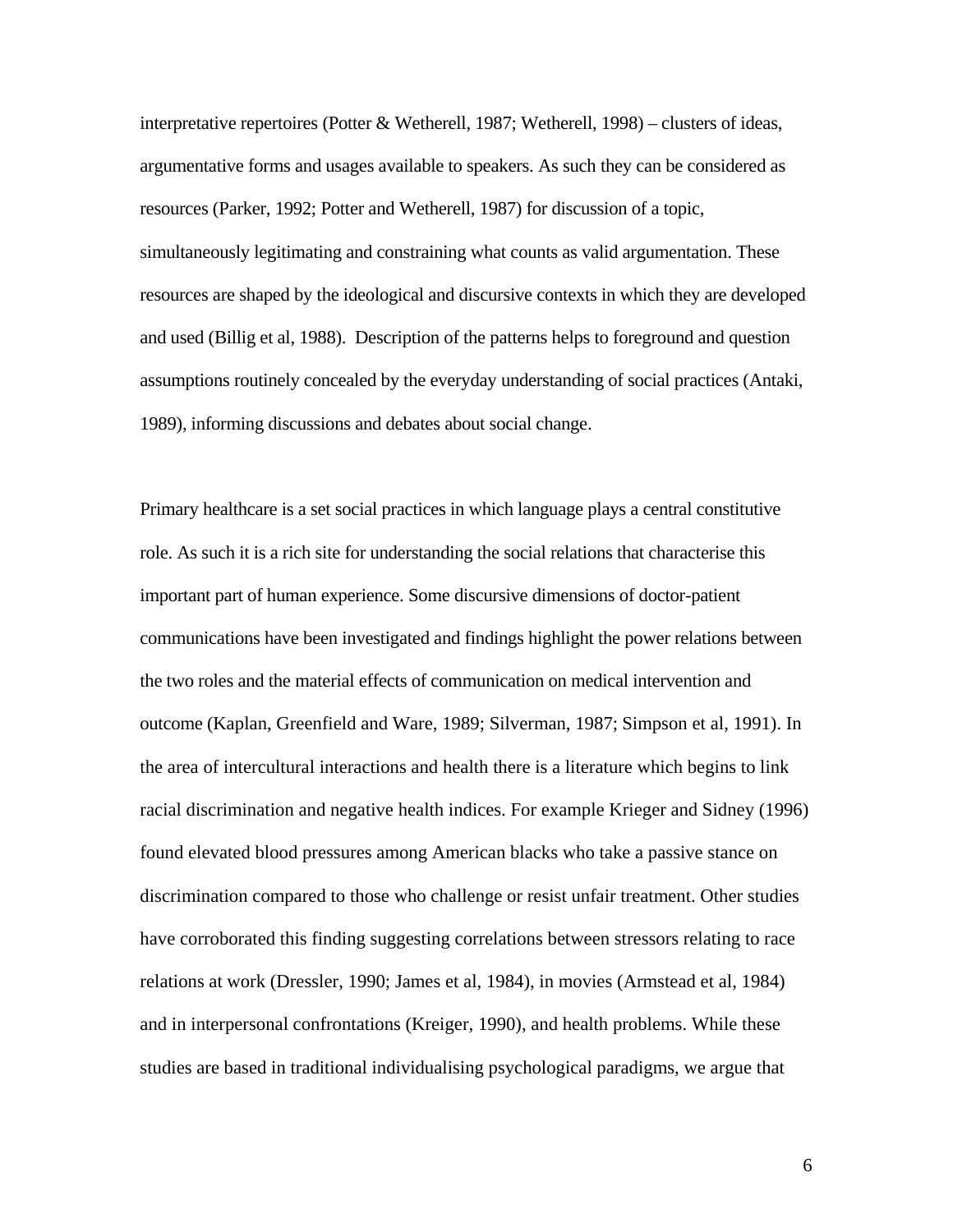interpretative repertoires (Potter & Wetherell, 1987; Wetherell, 1998) – clusters of ideas, argumentative forms and usages available to speakers. As such they can be considered as resources (Parker, 1992; Potter and Wetherell, 1987) for discussion of a topic, simultaneously legitimating and constraining what counts as valid argumentation. These resources are shaped by the ideological and discursive contexts in which they are developed and used (Billig et al, 1988). Description of the patterns helps to foreground and question assumptions routinely concealed by the everyday understanding of social practices (Antaki, 1989), informing discussions and debates about social change.

Primary healthcare is a set social practices in which language plays a central constitutive role. As such it is a rich site for understanding the social relations that characterise this important part of human experience. Some discursive dimensions of doctor-patient communications have been investigated and findings highlight the power relations between the two roles and the material effects of communication on medical intervention and outcome (Kaplan, Greenfield and Ware, 1989; Silverman, 1987; Simpson et al, 1991). In the area of intercultural interactions and health there is a literature which begins to link racial discrimination and negative health indices. For example Krieger and Sidney (1996) found elevated blood pressures among American blacks who take a passive stance on discrimination compared to those who challenge or resist unfair treatment. Other studies have corroborated this finding suggesting correlations between stressors relating to race relations at work (Dressler, 1990; James et al, 1984), in movies (Armstead et al, 1984) and in interpersonal confrontations (Kreiger, 1990), and health problems. While these studies are based in traditional individualising psychological paradigms, we argue that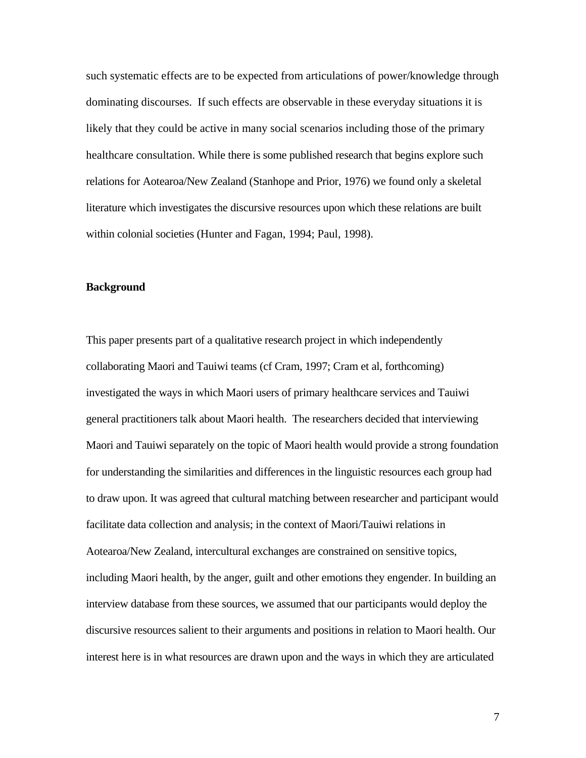such systematic effects are to be expected from articulations of power/knowledge through dominating discourses. If such effects are observable in these everyday situations it is likely that they could be active in many social scenarios including those of the primary healthcare consultation. While there is some published research that begins explore such relations for Aotearoa/New Zealand (Stanhope and Prior, 1976) we found only a skeletal literature which investigates the discursive resources upon which these relations are built within colonial societies (Hunter and Fagan, 1994; Paul, 1998).

**Background**

This paper presents part of a qualitative research project in which independently collaborating Maori and Tauiwi teams (cf Cram, 1997; Cram et al, forthcoming) investigated the ways in which Maori users of primary healthcare services and Tauiwi general practitioners talk about Maori health. The researchers decided that interviewing Maori and Tauiwi separately on the topic of Maori health would provide a strong foundation for understanding the similarities and differences in the linguistic resources each group had to draw upon. It was agreed that cultural matching between researcher and participant would facilitate data collection and analysis; in the context of Maori/Tauiwi relations in Aotearoa/New Zealand, intercultural exchanges are constrained on sensitive topics, including Maori health, by the anger, guilt and other emotions they engender. In building an interview database from these sources, we assumed that our participants would deploy the discursive resources salient to their arguments and positions in relation to Maori health. Our interest here is in what resources are drawn upon and the ways in which they are articulated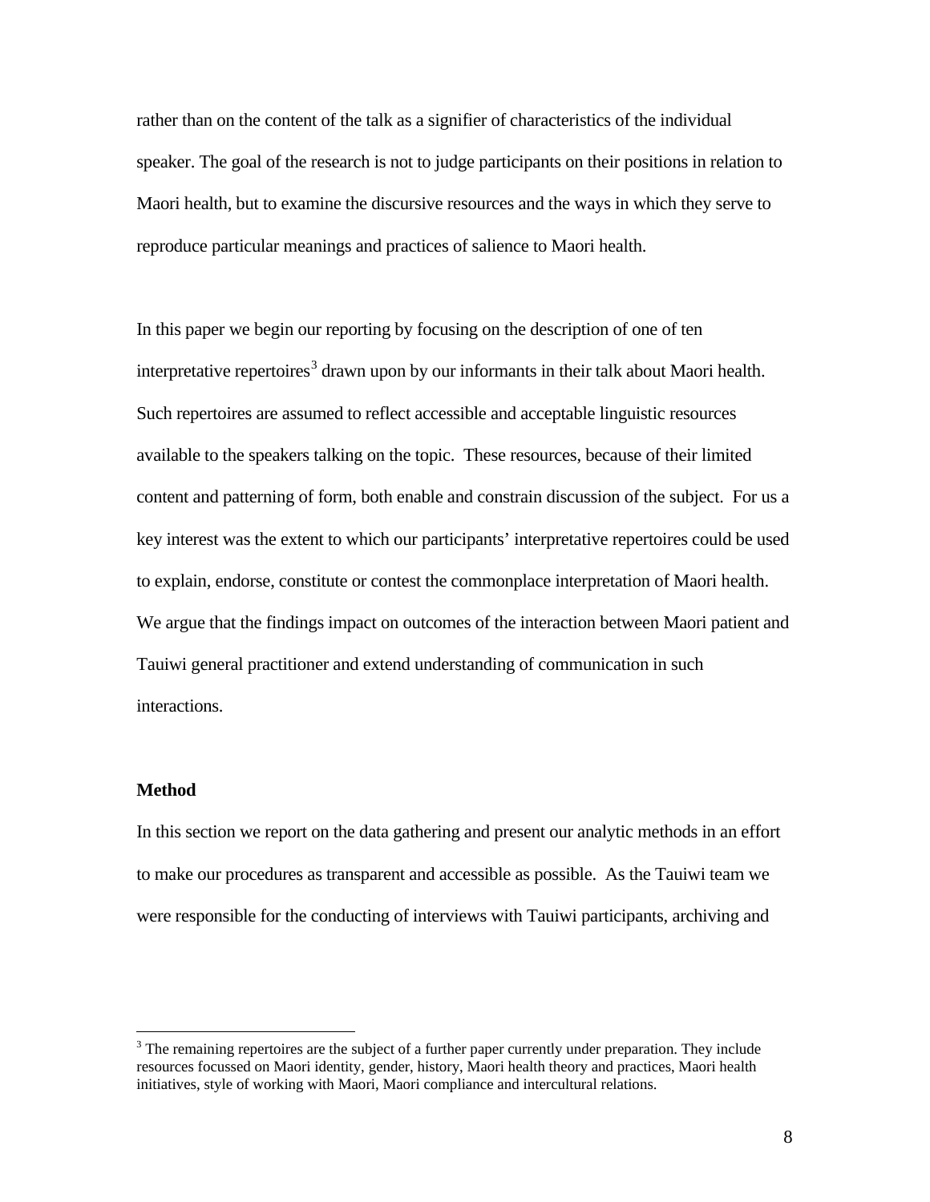rather than on the content of the talk as a signifier of characteristics of the individual speaker. The goal of the research is not to judge participants on their positions in relation to Maori health, but to examine the discursive resources and the ways in which they serve to reproduce particular meanings and practices of salience to Maori health.

In this paper we begin our reporting by focusing on the description of one of ten interpretative repertoires[3] drawn upon by our informants in their talk about Maori health. Such repertoires are assumed to reflect accessible and acceptable linguistic resources available to the speakers talking on the topic. These resources, because of their limited content and patterning of form, both enable and constrain discussion of the subject. For us a key interest was the extent to which our participants' interpretative repertoires could be used to explain, endorse, constitute or contest the commonplace interpretation of Maori health. We argue that the findings impact on outcomes of the interaction between Maori patient and Tauiwi general practitioner and extend understanding of communication in such interactions.

## Method

In this section we report on the data gathering and present our analytic methods in an effort to make our procedures as transparent and accessible as possible. As the Tauiwi team we were responsible for the conducting of interviews with Tauiwi participants, archiving and

---

[3] The remaining repertoires are the subject of a further paper currently under preparation. They include resources focussed on Maori identity, gender, history, Maori health theory and practices, Maori health initiatives, style of working with Maori, Maori compliance and intercultural relations.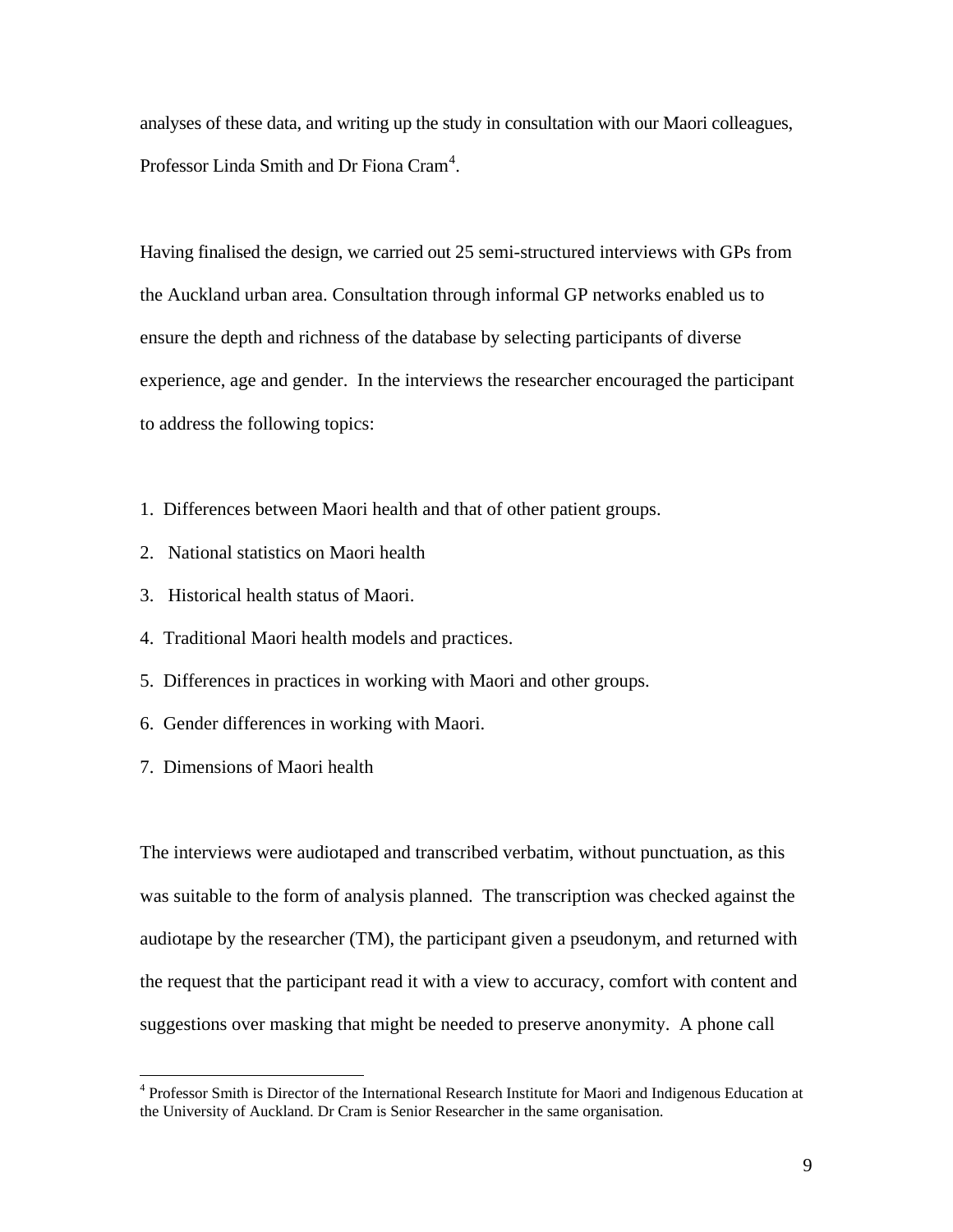analyses of these data, and writing up the study in consultation with our Maori colleagues, Professor Linda Smith and Dr Fiona Cram[4].

Having finalised the design, we carried out 25 semi-structured interviews with GPs from the Auckland urban area. Consultation through informal GP networks enabled us to ensure the depth and richness of the database by selecting participants of diverse experience, age and gender. In the interviews the researcher encouraged the participant to address the following topics:

1. Differences between Maori health and that of other patient groups.
2. National statistics on Maori health
3. Historical health status of Maori.
4. Traditional Maori health models and practices.
5. Differences in practices in working with Maori and other groups.
6. Gender differences in working with Maori.
7. Dimensions of Maori health

The interviews were audiotaped and transcribed verbatim, without punctuation, as this was suitable to the form of analysis planned. The transcription was checked against the audiotape by the researcher (TM), the participant given a pseudonym, and returned with the request that the participant read it with a view to accuracy, comfort with content and suggestions over masking that might be needed to preserve anonymity. A phone call

[4] Professor Smith is Director of the International Research Institute for Maori and Indigenous Education at the University of Auckland. Dr Cram is Senior Researcher in the same organisation.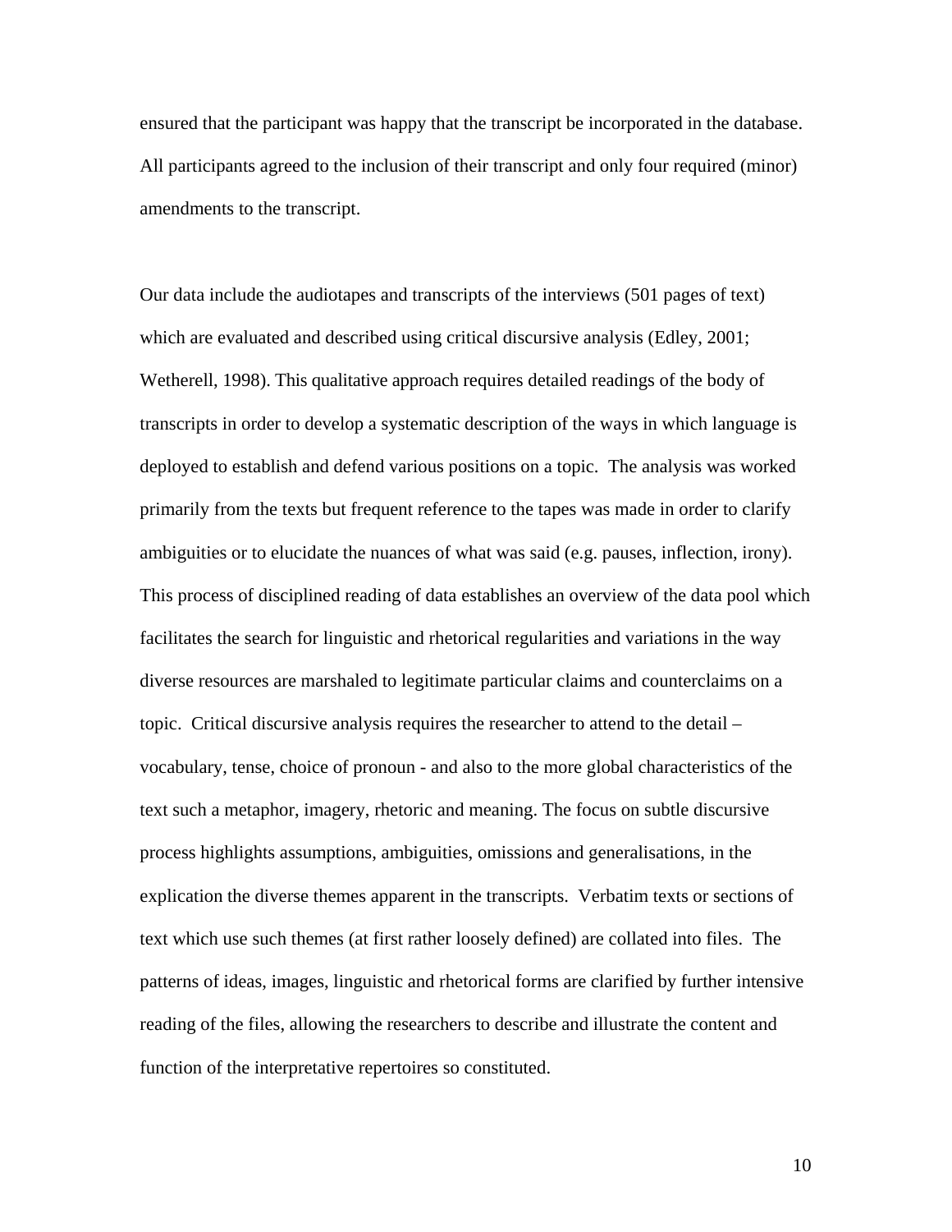ensured that the participant was happy that the transcript be incorporated in the database. All participants agreed to the inclusion of their transcript and only four required (minor) amendments to the transcript.

Our data include the audiotapes and transcripts of the interviews (501 pages of text) which are evaluated and described using critical discursive analysis (Edley, 2001; Wetherell, 1998). This qualitative approach requires detailed readings of the body of transcripts in order to develop a systematic description of the ways in which language is deployed to establish and defend various positions on a topic. The analysis was worked primarily from the texts but frequent reference to the tapes was made in order to clarify ambiguities or to elucidate the nuances of what was said (e.g. pauses, inflection, irony). This process of disciplined reading of data establishes an overview of the data pool which facilitates the search for linguistic and rhetorical regularities and variations in the way diverse resources are marshaled to legitimate particular claims and counterclaims on a topic. Critical discursive analysis requires the researcher to attend to the detail – vocabulary, tense, choice of pronoun - and also to the more global characteristics of the text such a metaphor, imagery, rhetoric and meaning. The focus on subtle discursive process highlights assumptions, ambiguities, omissions and generalisations, in the explication the diverse themes apparent in the transcripts. Verbatim texts or sections of text which use such themes (at first rather loosely defined) are collated into files. The patterns of ideas, images, linguistic and rhetorical forms are clarified by further intensive reading of the files, allowing the researchers to describe and illustrate the content and function of the interpretative repertoires so constituted.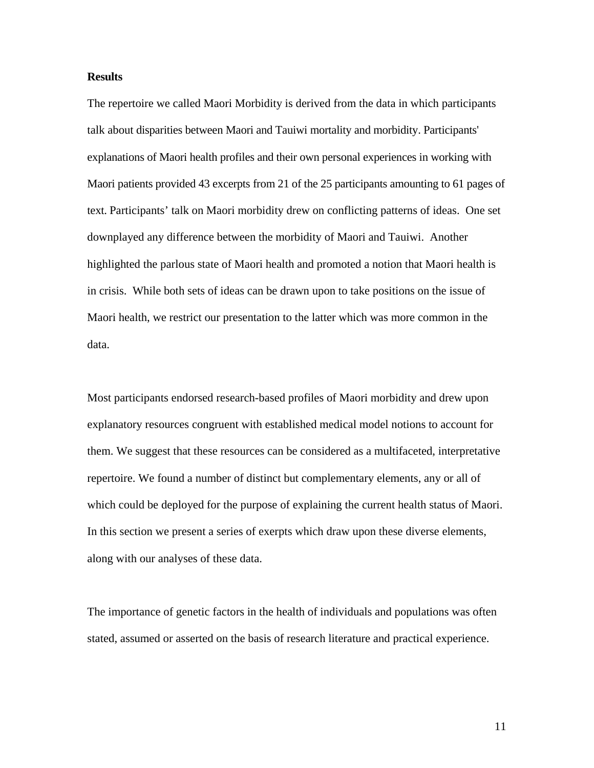**Results**

The repertoire we called Maori Morbidity is derived from the data in which participants talk about disparities between Maori and Tauiwi mortality and morbidity. Participants' explanations of Maori health profiles and their own personal experiences in working with Maori patients provided 43 excerpts from 21 of the 25 participants amounting to 61 pages of text. Participants' talk on Maori morbidity drew on conflicting patterns of ideas. One set downplayed any difference between the morbidity of Maori and Tauiwi. Another highlighted the parlous state of Maori health and promoted a notion that Maori health is in crisis. While both sets of ideas can be drawn upon to take positions on the issue of Maori health, we restrict our presentation to the latter which was more common in the data.

Most participants endorsed research-based profiles of Maori morbidity and drew upon explanatory resources congruent with established medical model notions to account for them. We suggest that these resources can be considered as a multifaceted, interpretative repertoire. We found a number of distinct but complementary elements, any or all of which could be deployed for the purpose of explaining the current health status of Maori. In this section we present a series of exerpts which draw upon these diverse elements, along with our analyses of these data.

The importance of genetic factors in the health of individuals and populations was often stated, assumed or asserted on the basis of research literature and practical experience.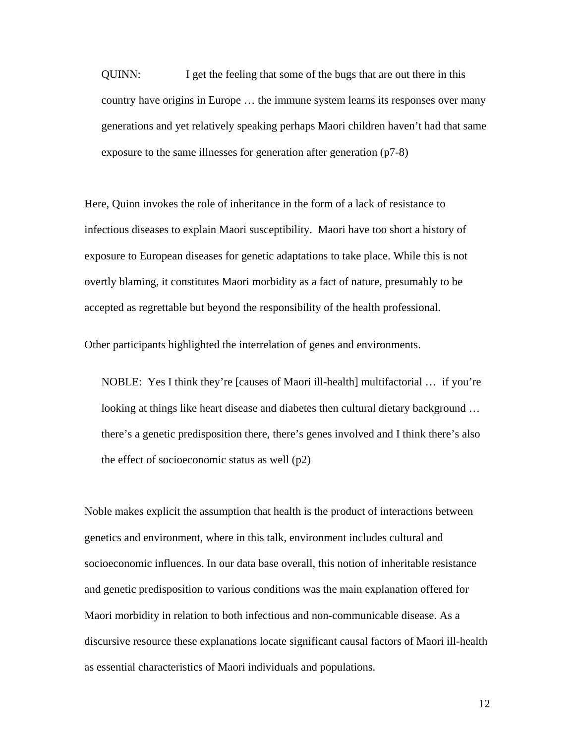> QUINN: I get the feeling that some of the bugs that are out there in this country have origins in Europe … the immune system learns its responses over many generations and yet relatively speaking perhaps Maori children haven't had that same exposure to the same illnesses for generation after generation (p7-8)

Here, Quinn invokes the role of inheritance in the form of a lack of resistance to infectious diseases to explain Maori susceptibility. Maori have too short a history of exposure to European diseases for genetic adaptations to take place. While this is not overtly blaming, it constitutes Maori morbidity as a fact of nature, presumably to be accepted as regrettable but beyond the responsibility of the health professional.

Other participants highlighted the interrelation of genes and environments.

> NOBLE: Yes I think they're [causes of Maori ill-health] multifactorial … if you're looking at things like heart disease and diabetes then cultural dietary background … there's a genetic predisposition there, there's genes involved and I think there's also the effect of socioeconomic status as well (p2)

Noble makes explicit the assumption that health is the product of interactions between genetics and environment, where in this talk, environment includes cultural and socioeconomic influences. In our data base overall, this notion of inheritable resistance and genetic predisposition to various conditions was the main explanation offered for Maori morbidity in relation to both infectious and non-communicable disease. As a discursive resource these explanations locate significant causal factors of Maori ill-health as essential characteristics of Maori individuals and populations.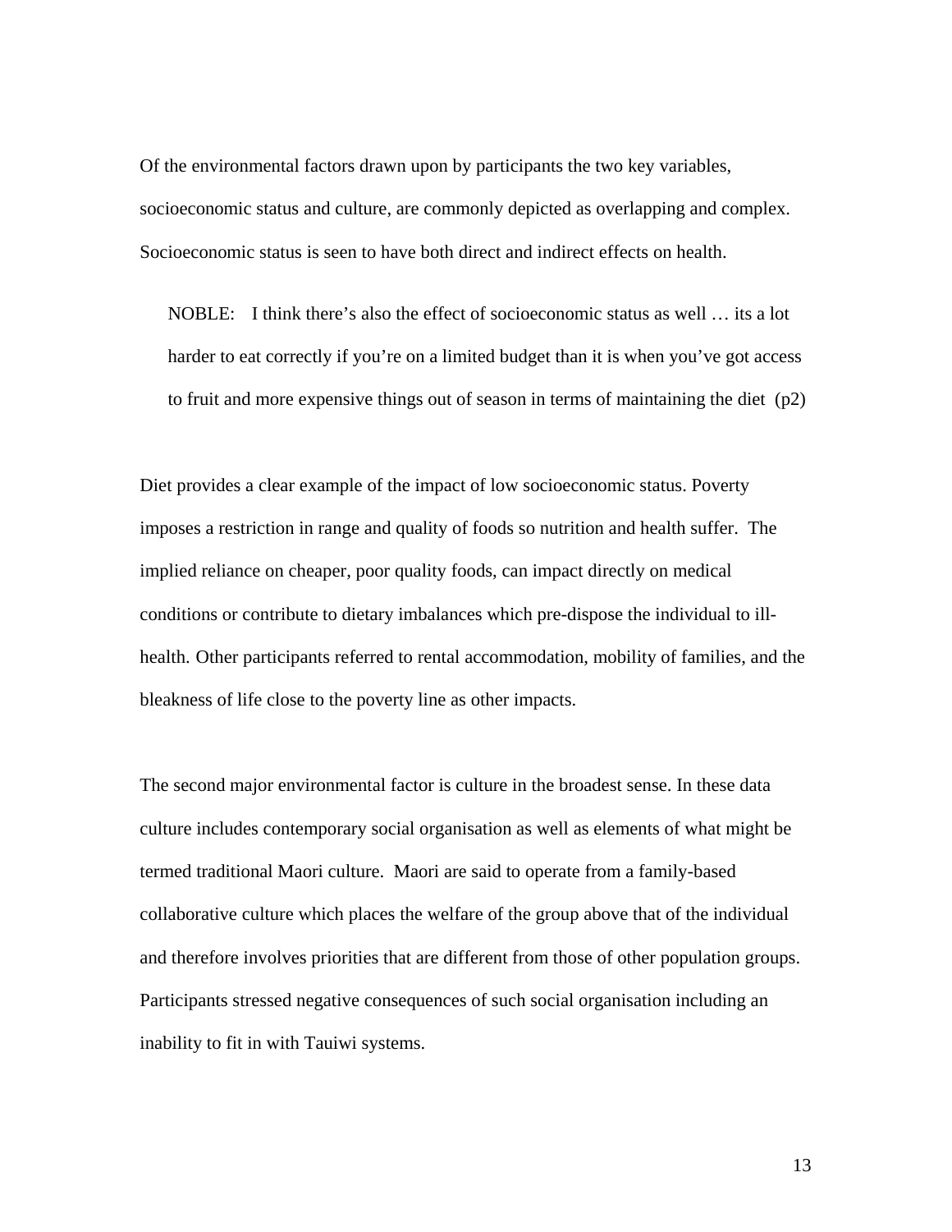Of the environmental factors drawn upon by participants the two key variables, socioeconomic status and culture, are commonly depicted as overlapping and complex. Socioeconomic status is seen to have both direct and indirect effects on health.

> NOBLE: I think there's also the effect of socioeconomic status as well … its a lot harder to eat correctly if you're on a limited budget than it is when you've got access to fruit and more expensive things out of season in terms of maintaining the diet (p2)

Diet provides a clear example of the impact of low socioeconomic status. Poverty imposes a restriction in range and quality of foods so nutrition and health suffer. The implied reliance on cheaper, poor quality foods, can impact directly on medical conditions or contribute to dietary imbalances which pre-dispose the individual to ill-health. Other participants referred to rental accommodation, mobility of families, and the bleakness of life close to the poverty line as other impacts.

The second major environmental factor is culture in the broadest sense. In these data culture includes contemporary social organisation as well as elements of what might be termed traditional Maori culture. Maori are said to operate from a family-based collaborative culture which places the welfare of the group above that of the individual and therefore involves priorities that are different from those of other population groups. Participants stressed negative consequences of such social organisation including an inability to fit in with Tauiwi systems.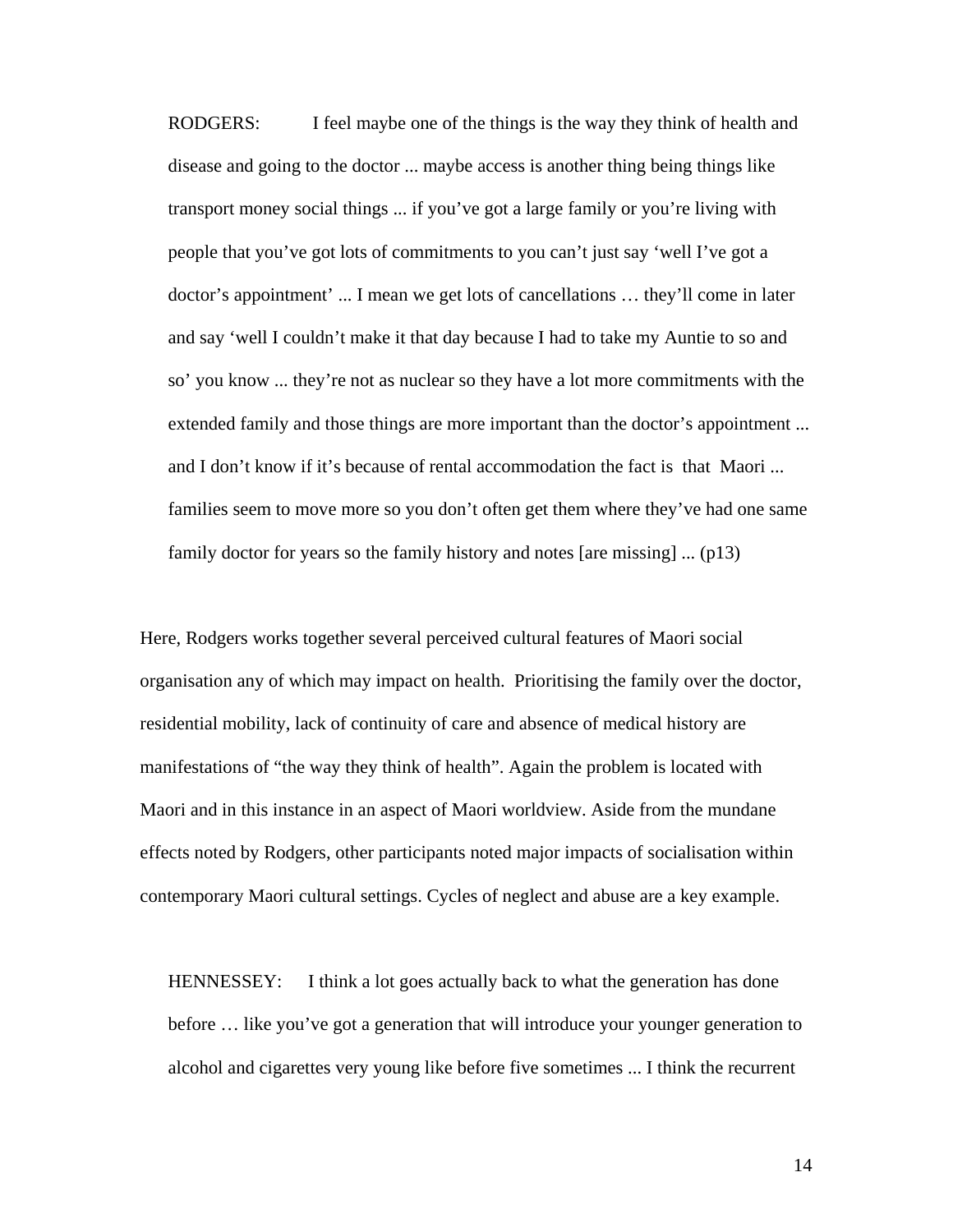> RODGERS: I feel maybe one of the things is the way they think of health and disease and going to the doctor ... maybe access is another thing being things like transport money social things ... if you've got a large family or you're living with people that you've got lots of commitments to you can't just say 'well I've got a doctor's appointment' ... I mean we get lots of cancellations … they'll come in later and say 'well I couldn't make it that day because I had to take my Auntie to so and so' you know ... they're not as nuclear so they have a lot more commitments with the extended family and those things are more important than the doctor's appointment ... and I don't know if it's because of rental accommodation the fact is that Maori ... families seem to move more so you don't often get them where they've had one same family doctor for years so the family history and notes [are missing] ... (p13)

Here, Rodgers works together several perceived cultural features of Maori social organisation any of which may impact on health. Prioritising the family over the doctor, residential mobility, lack of continuity of care and absence of medical history are manifestations of "the way they think of health". Again the problem is located with Maori and in this instance in an aspect of Maori worldview. Aside from the mundane effects noted by Rodgers, other participants noted major impacts of socialisation within contemporary Maori cultural settings. Cycles of neglect and abuse are a key example.

> HENNESSEY: I think a lot goes actually back to what the generation has done before … like you've got a generation that will introduce your younger generation to alcohol and cigarettes very young like before five sometimes ... I think the recurrent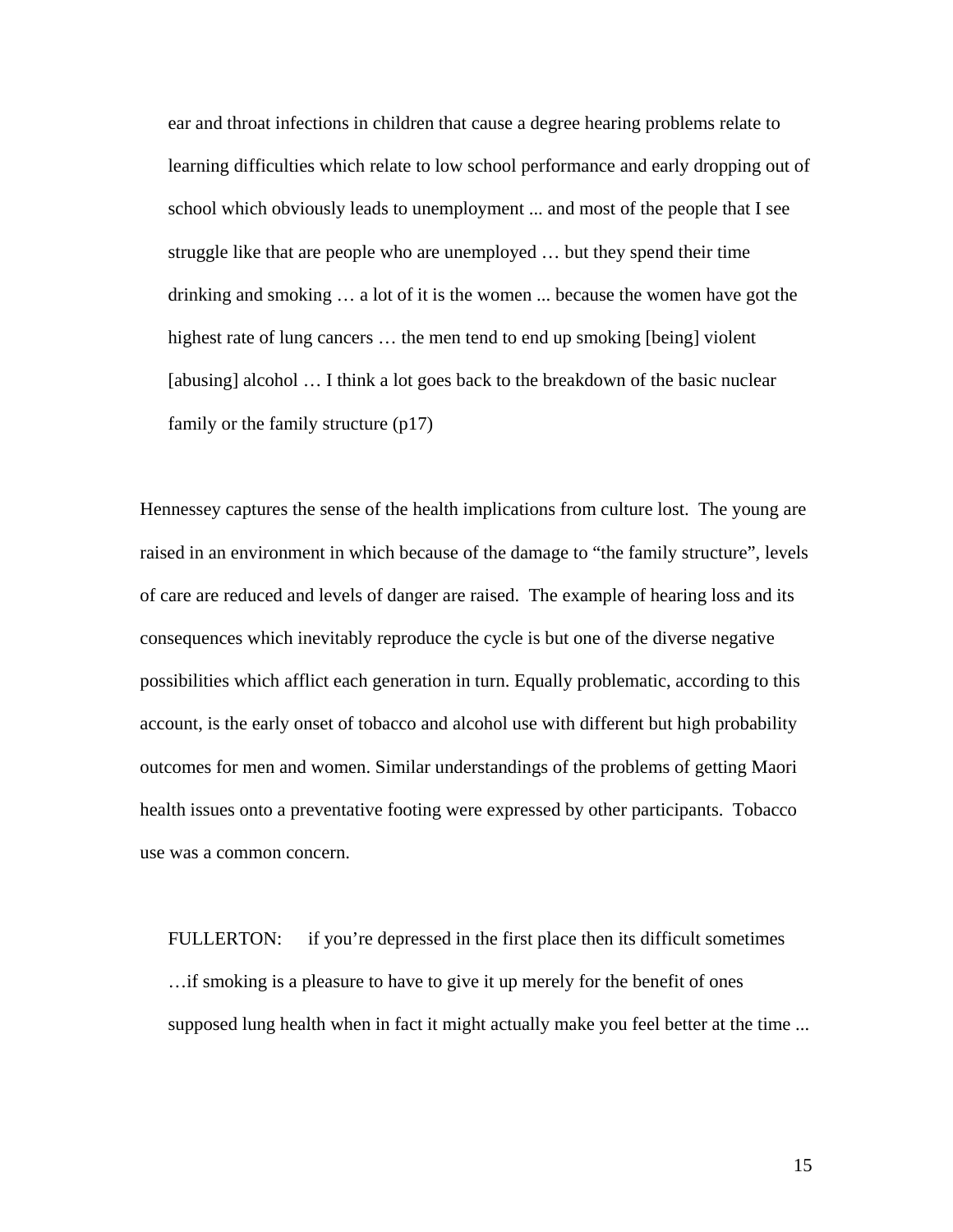> ear and throat infections in children that cause a degree hearing problems relate to learning difficulties which relate to low school performance and early dropping out of school which obviously leads to unemployment ... and most of the people that I see struggle like that are people who are unemployed … but they spend their time drinking and smoking … a lot of it is the women ... because the women have got the highest rate of lung cancers … the men tend to end up smoking [being] violent [abusing] alcohol … I think a lot goes back to the breakdown of the basic nuclear family or the family structure (p17)

Hennessey captures the sense of the health implications from culture lost. The young are raised in an environment in which because of the damage to "the family structure", levels of care are reduced and levels of danger are raised. The example of hearing loss and its consequences which inevitably reproduce the cycle is but one of the diverse negative possibilities which afflict each generation in turn. Equally problematic, according to this account, is the early onset of tobacco and alcohol use with different but high probability outcomes for men and women. Similar understandings of the problems of getting Maori health issues onto a preventative footing were expressed by other participants. Tobacco use was a common concern.

> FULLERTON: if you're depressed in the first place then its difficult sometimes …if smoking is a pleasure to have to give it up merely for the benefit of ones supposed lung health when in fact it might actually make you feel better at the time ...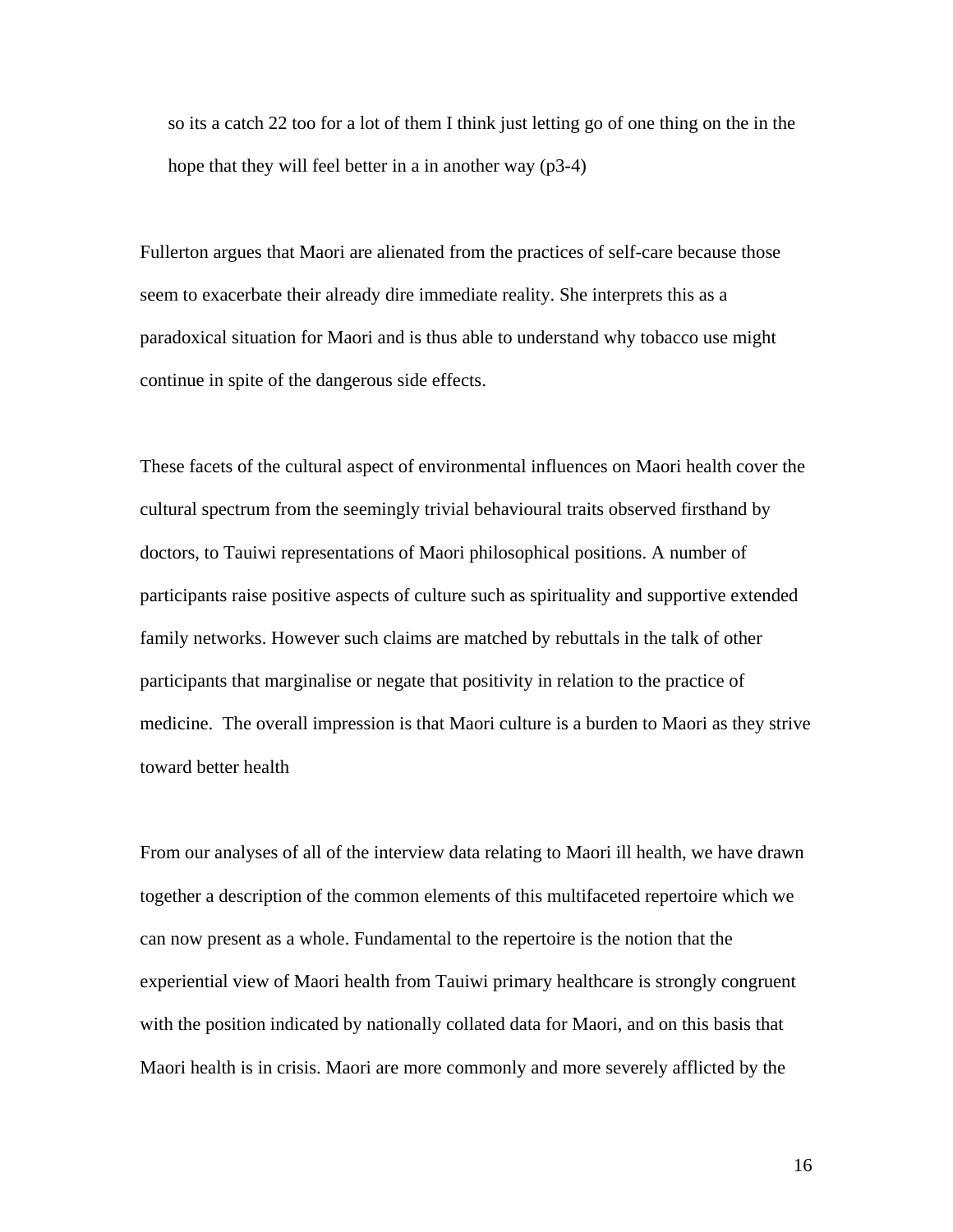> so its a catch 22 too for a lot of them I think just letting go of one thing on the in the hope that they will feel better in a in another way (p3-4)

Fullerton argues that Maori are alienated from the practices of self-care because those seem to exacerbate their already dire immediate reality. She interprets this as a paradoxical situation for Maori and is thus able to understand why tobacco use might continue in spite of the dangerous side effects.

These facets of the cultural aspect of environmental influences on Maori health cover the cultural spectrum from the seemingly trivial behavioural traits observed firsthand by doctors, to Tauiwi representations of Maori philosophical positions. A number of participants raise positive aspects of culture such as spirituality and supportive extended family networks. However such claims are matched by rebuttals in the talk of other participants that marginalise or negate that positivity in relation to the practice of medicine. The overall impression is that Maori culture is a burden to Maori as they strive toward better health

From our analyses of all of the interview data relating to Maori ill health, we have drawn together a description of the common elements of this multifaceted repertoire which we can now present as a whole. Fundamental to the repertoire is the notion that the experiential view of Maori health from Tauiwi primary healthcare is strongly congruent with the position indicated by nationally collated data for Maori, and on this basis that Maori health is in crisis. Maori are more commonly and more severely afflicted by the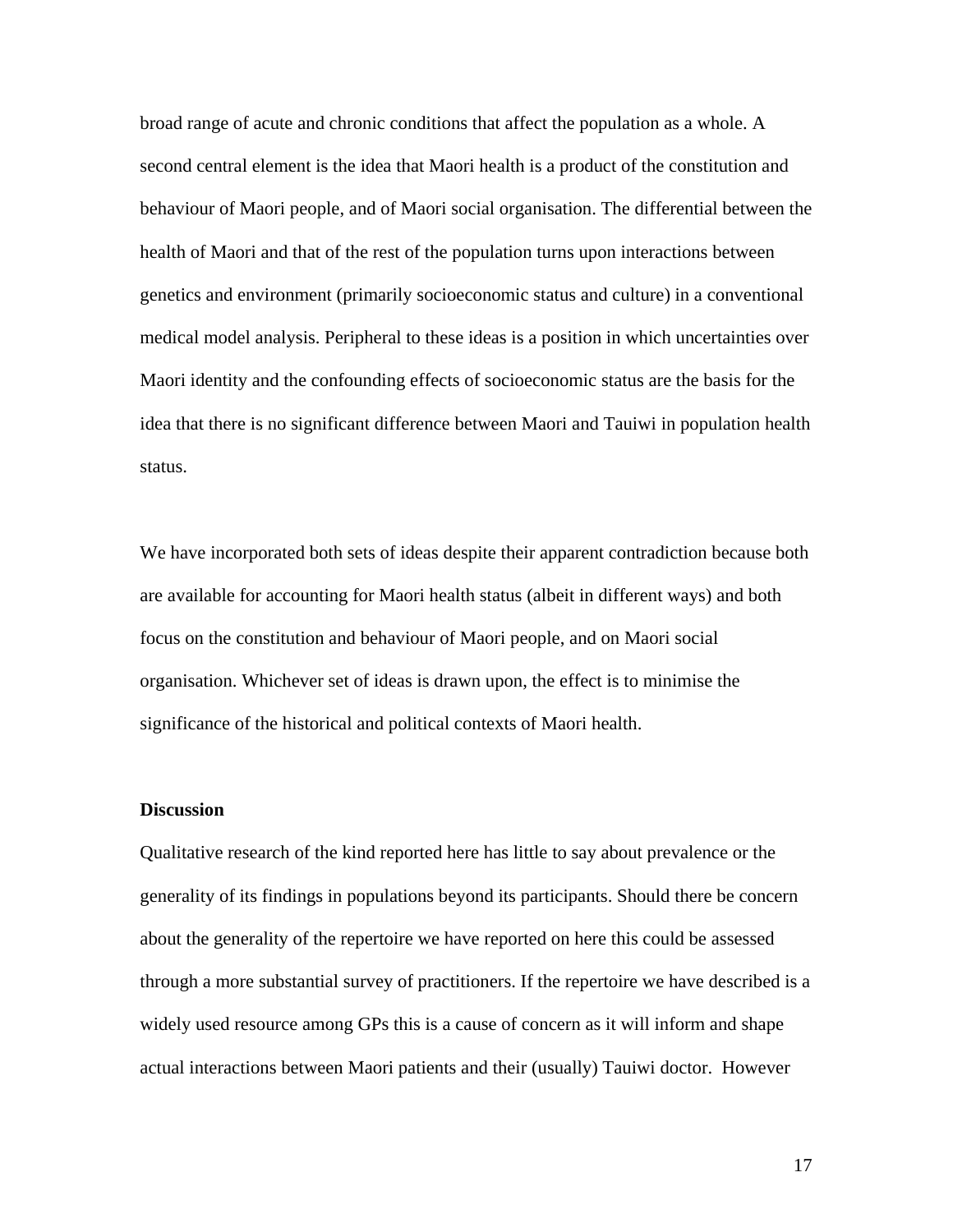broad range of acute and chronic conditions that affect the population as a whole. A second central element is the idea that Maori health is a product of the constitution and behaviour of Maori people, and of Maori social organisation. The differential between the health of Maori and that of the rest of the population turns upon interactions between genetics and environment (primarily socioeconomic status and culture) in a conventional medical model analysis. Peripheral to these ideas is a position in which uncertainties over Maori identity and the confounding effects of socioeconomic status are the basis for the idea that there is no significant difference between Maori and Tauiwi in population health status.

We have incorporated both sets of ideas despite their apparent contradiction because both are available for accounting for Maori health status (albeit in different ways) and both focus on the constitution and behaviour of Maori people, and on Maori social organisation. Whichever set of ideas is drawn upon, the effect is to minimise the significance of the historical and political contexts of Maori health.

**Discussion**

Qualitative research of the kind reported here has little to say about prevalence or the generality of its findings in populations beyond its participants. Should there be concern about the generality of the repertoire we have reported on here this could be assessed through a more substantial survey of practitioners. If the repertoire we have described is a widely used resource among GPs this is a cause of concern as it will inform and shape actual interactions between Maori patients and their (usually) Tauiwi doctor. However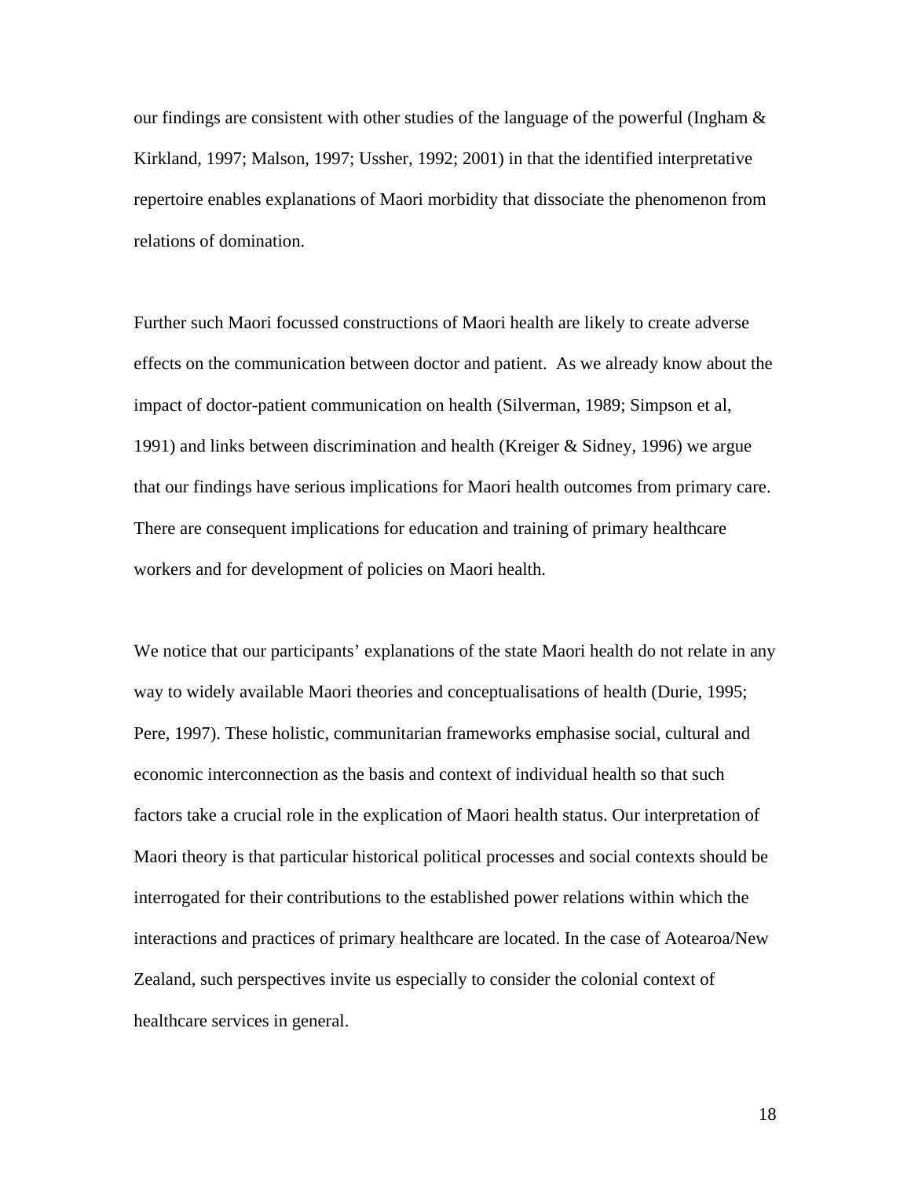our findings are consistent with other studies of the language of the powerful (Ingham & Kirkland, 1997; Malson, 1997; Ussher, 1992; 2001) in that the identified interpretative repertoire enables explanations of Maori morbidity that dissociate the phenomenon from relations of domination.

Further such Maori focussed constructions of Maori health are likely to create adverse effects on the communication between doctor and patient. As we already know about the impact of doctor-patient communication on health (Silverman, 1989; Simpson et al, 1991) and links between discrimination and health (Kreiger & Sidney, 1996) we argue that our findings have serious implications for Maori health outcomes from primary care. There are consequent implications for education and training of primary healthcare workers and for development of policies on Maori health.

We notice that our participants' explanations of the state Maori health do not relate in any way to widely available Maori theories and conceptualisations of health (Durie, 1995; Pere, 1997). These holistic, communitarian frameworks emphasise social, cultural and economic interconnection as the basis and context of individual health so that such factors take a crucial role in the explication of Maori health status. Our interpretation of Maori theory is that particular historical political processes and social contexts should be interrogated for their contributions to the established power relations within which the interactions and practices of primary healthcare are located. In the case of Aotearoa/New Zealand, such perspectives invite us especially to consider the colonial context of healthcare services in general.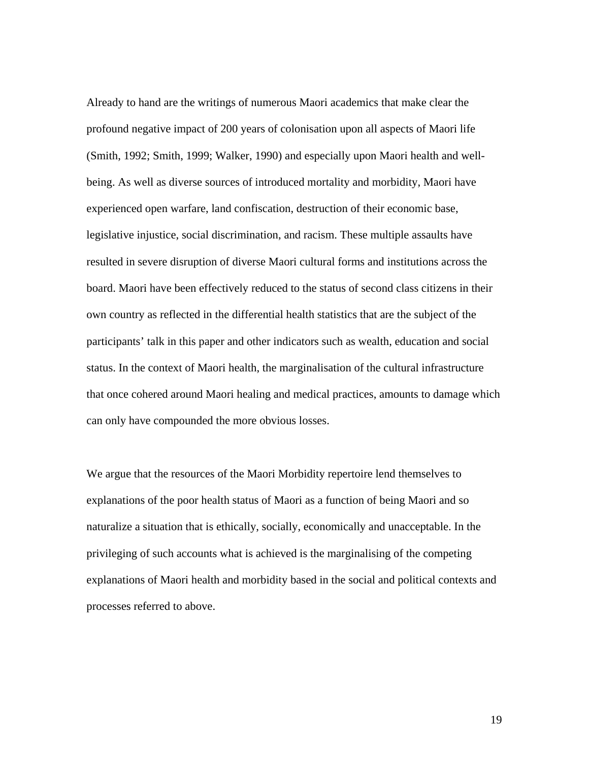Already to hand are the writings of numerous Maori academics that make clear the profound negative impact of 200 years of colonisation upon all aspects of Maori life (Smith, 1992; Smith, 1999; Walker, 1990) and especially upon Maori health and well-being. As well as diverse sources of introduced mortality and morbidity, Maori have experienced open warfare, land confiscation, destruction of their economic base, legislative injustice, social discrimination, and racism. These multiple assaults have resulted in severe disruption of diverse Maori cultural forms and institutions across the board. Maori have been effectively reduced to the status of second class citizens in their own country as reflected in the differential health statistics that are the subject of the participants' talk in this paper and other indicators such as wealth, education and social status. In the context of Maori health, the marginalisation of the cultural infrastructure that once cohered around Maori healing and medical practices, amounts to damage which can only have compounded the more obvious losses.

We argue that the resources of the Maori Morbidity repertoire lend themselves to explanations of the poor health status of Maori as a function of being Maori and so naturalize a situation that is ethically, socially, economically and unacceptable. In the privileging of such accounts what is achieved is the marginalising of the competing explanations of Maori health and morbidity based in the social and political contexts and processes referred to above.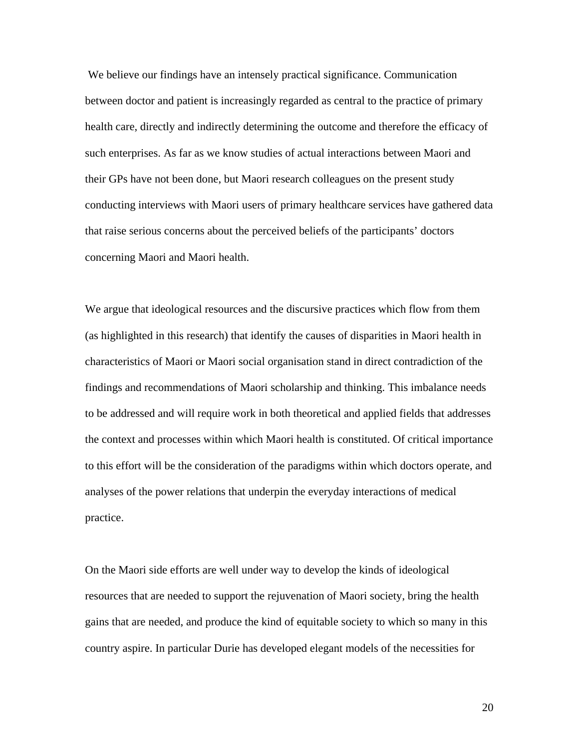We believe our findings have an intensely practical significance. Communication between doctor and patient is increasingly regarded as central to the practice of primary health care, directly and indirectly determining the outcome and therefore the efficacy of such enterprises. As far as we know studies of actual interactions between Maori and their GPs have not been done, but Maori research colleagues on the present study conducting interviews with Maori users of primary healthcare services have gathered data that raise serious concerns about the perceived beliefs of the participants' doctors concerning Maori and Maori health.

We argue that ideological resources and the discursive practices which flow from them (as highlighted in this research) that identify the causes of disparities in Maori health in characteristics of Maori or Maori social organisation stand in direct contradiction of the findings and recommendations of Maori scholarship and thinking. This imbalance needs to be addressed and will require work in both theoretical and applied fields that addresses the context and processes within which Maori health is constituted. Of critical importance to this effort will be the consideration of the paradigms within which doctors operate, and analyses of the power relations that underpin the everyday interactions of medical practice.

On the Maori side efforts are well under way to develop the kinds of ideological resources that are needed to support the rejuvenation of Maori society, bring the health gains that are needed, and produce the kind of equitable society to which so many in this country aspire. In particular Durie has developed elegant models of the necessities for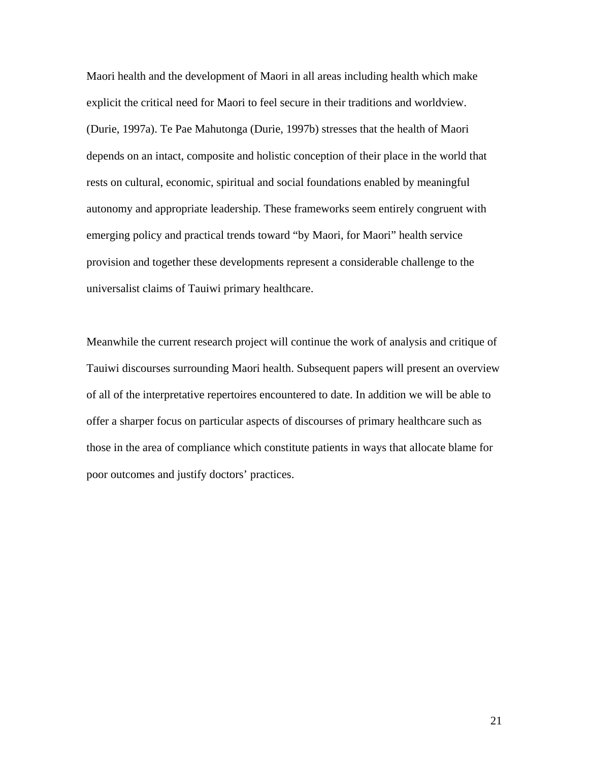Maori health and the development of Maori in all areas including health which make explicit the critical need for Maori to feel secure in their traditions and worldview. (Durie, 1997a). Te Pae Mahutonga (Durie, 1997b) stresses that the health of Maori depends on an intact, composite and holistic conception of their place in the world that rests on cultural, economic, spiritual and social foundations enabled by meaningful autonomy and appropriate leadership. These frameworks seem entirely congruent with emerging policy and practical trends toward "by Maori, for Maori" health service provision and together these developments represent a considerable challenge to the universalist claims of Tauiwi primary healthcare.

Meanwhile the current research project will continue the work of analysis and critique of Tauiwi discourses surrounding Maori health. Subsequent papers will present an overview of all of the interpretative repertoires encountered to date. In addition we will be able to offer a sharper focus on particular aspects of discourses of primary healthcare such as those in the area of compliance which constitute patients in ways that allocate blame for poor outcomes and justify doctors' practices.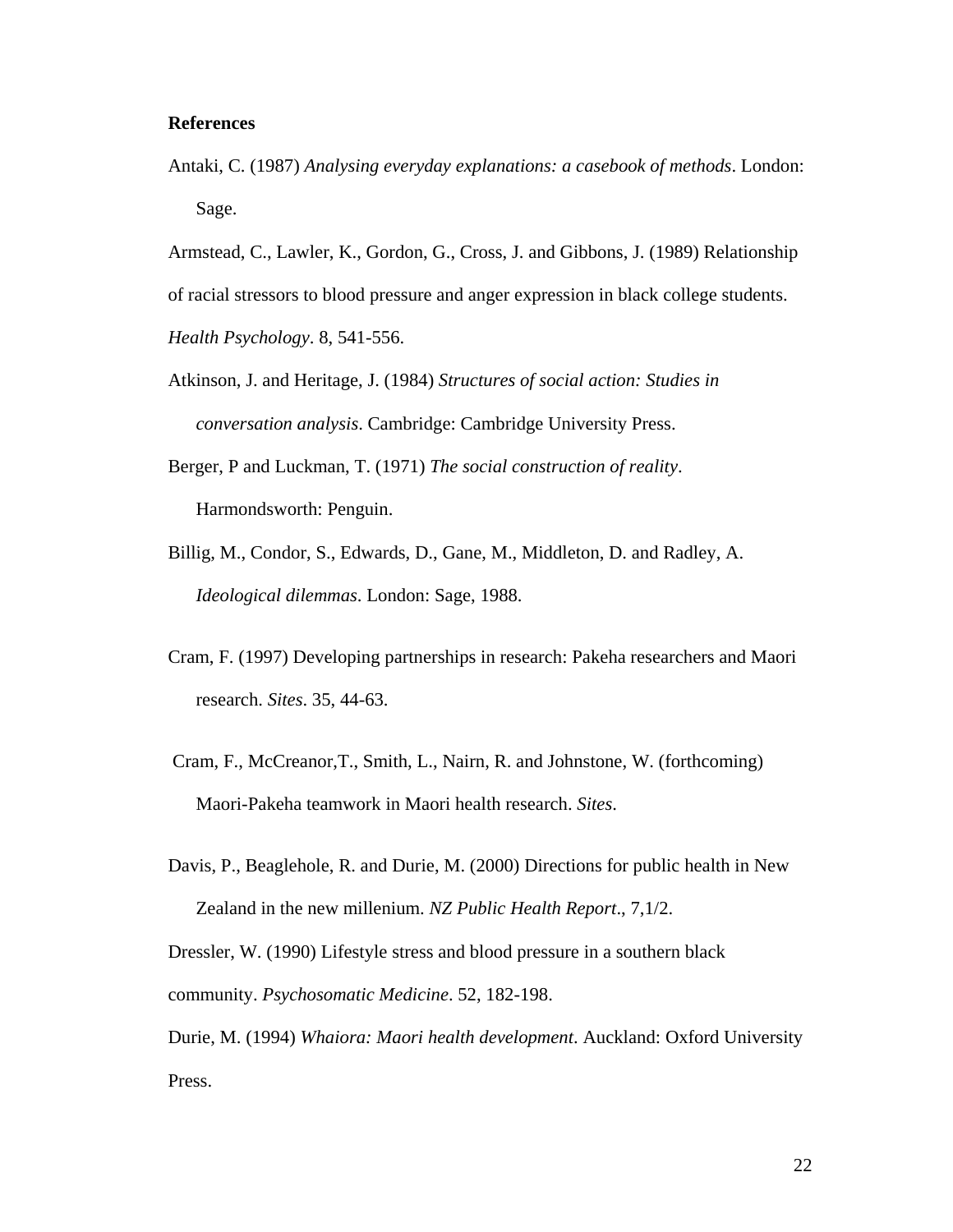**References**

Antaki, C. (1987) *Analysing everyday explanations: a casebook of methods*. London: Sage.

Armstead, C., Lawler, K., Gordon, G., Cross, J. and Gibbons, J. (1989) Relationship of racial stressors to blood pressure and anger expression in black college students. *Health Psychology*. 8, 541-556.

Atkinson, J. and Heritage, J. (1984) *Structures of social action: Studies in conversation analysis*. Cambridge: Cambridge University Press.

Berger, P and Luckman, T. (1971) *The social construction of reality*. Harmondsworth: Penguin.

Billig, M., Condor, S., Edwards, D., Gane, M., Middleton, D. and Radley, A. *Ideological dilemmas*. London: Sage, 1988.

Cram, F. (1997) Developing partnerships in research: Pakeha researchers and Maori research. *Sites*. 35, 44-63.

Cram, F., McCreanor,T., Smith, L., Nairn, R. and Johnstone, W. (forthcoming) Maori-Pakeha teamwork in Maori health research. *Sites*.

Davis, P., Beaglehole, R. and Durie, M. (2000) Directions for public health in New Zealand in the new millenium. *NZ Public Health Report*., 7,1/2.

Dressler, W. (1990) Lifestyle stress and blood pressure in a southern black community. *Psychosomatic Medicine*. 52, 182-198.

Durie, M. (1994) *Whaiora: Maori health development*. Auckland: Oxford University Press.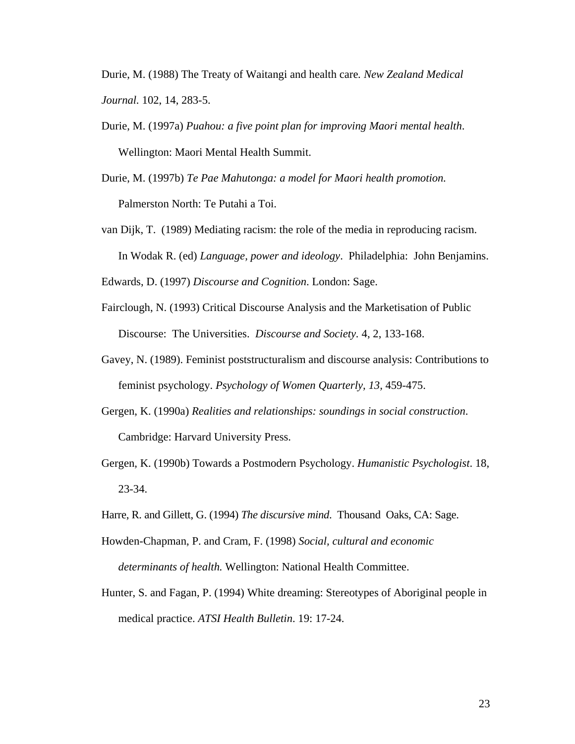Durie, M. (1988) The Treaty of Waitangi and health care. *New Zealand Medical Journal.* 102, 14, 283-5.

Durie, M. (1997a) *Puahou: a five point plan for improving Maori mental health*. Wellington: Maori Mental Health Summit.

Durie, M. (1997b) *Te Pae Mahutonga: a model for Maori health promotion.* Palmerston North: Te Putahi a Toi.

van Dijk, T. (1989) Mediating racism: the role of the media in reproducing racism. In Wodak R. (ed) *Language, power and ideology*. Philadelphia: John Benjamins.

Edwards, D. (1997) *Discourse and Cognition*. London: Sage.

Fairclough, N. (1993) Critical Discourse Analysis and the Marketisation of Public Discourse: The Universities. *Discourse and Society.* 4, 2, 133-168.

Gavey, N. (1989). Feminist poststructuralism and discourse analysis: Contributions to feminist psychology. *Psychology of Women Quarterly, 13*, 459-475.

Gergen, K. (1990a) *Realities and relationships: soundings in social construction*. Cambridge: Harvard University Press.

Gergen, K. (1990b) Towards a Postmodern Psychology. *Humanistic Psychologist*. 18, 23-34.

Harre, R. and Gillett, G. (1994) *The discursive mind.* Thousand Oaks, CA: Sage.

Howden-Chapman, P. and Cram, F. (1998) *Social, cultural and economic determinants of health.* Wellington: National Health Committee.

Hunter, S. and Fagan, P. (1994) White dreaming: Stereotypes of Aboriginal people in medical practice. *ATSI Health Bulletin*. 19: 17-24.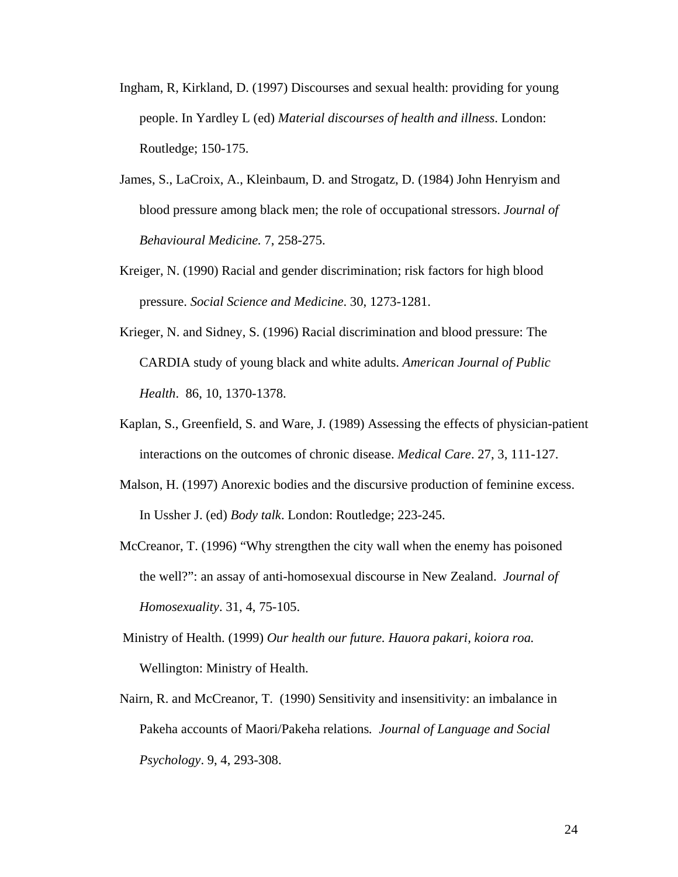Ingham, R, Kirkland, D. (1997) Discourses and sexual health: providing for young people. In Yardley L (ed) *Material discourses of health and illness*. London: Routledge; 150-175.

James, S., LaCroix, A., Kleinbaum, D. and Strogatz, D. (1984) John Henryism and blood pressure among black men; the role of occupational stressors. *Journal of Behavioural Medicine.* 7, 258-275.

Kreiger, N. (1990) Racial and gender discrimination; risk factors for high blood pressure. *Social Science and Medicine*. 30, 1273-1281.

Krieger, N. and Sidney, S. (1996) Racial discrimination and blood pressure: The CARDIA study of young black and white adults. *American Journal of Public Health*. 86, 10, 1370-1378.

Kaplan, S., Greenfield, S. and Ware, J. (1989) Assessing the effects of physician-patient interactions on the outcomes of chronic disease. *Medical Care*. 27, 3, 111-127.

Malson, H. (1997) Anorexic bodies and the discursive production of feminine excess. In Ussher J. (ed) *Body talk*. London: Routledge; 223-245.

McCreanor, T. (1996) "Why strengthen the city wall when the enemy has poisoned the well?": an assay of anti-homosexual discourse in New Zealand. *Journal of Homosexuality*. 31, 4, 75-105.

Ministry of Health. (1999) *Our health our future. Hauora pakari, koiora roa.* Wellington: Ministry of Health.

Nairn, R. and McCreanor, T. (1990) Sensitivity and insensitivity: an imbalance in Pakeha accounts of Maori/Pakeha relations*. Journal of Language and Social Psychology*. 9, 4, 293-308.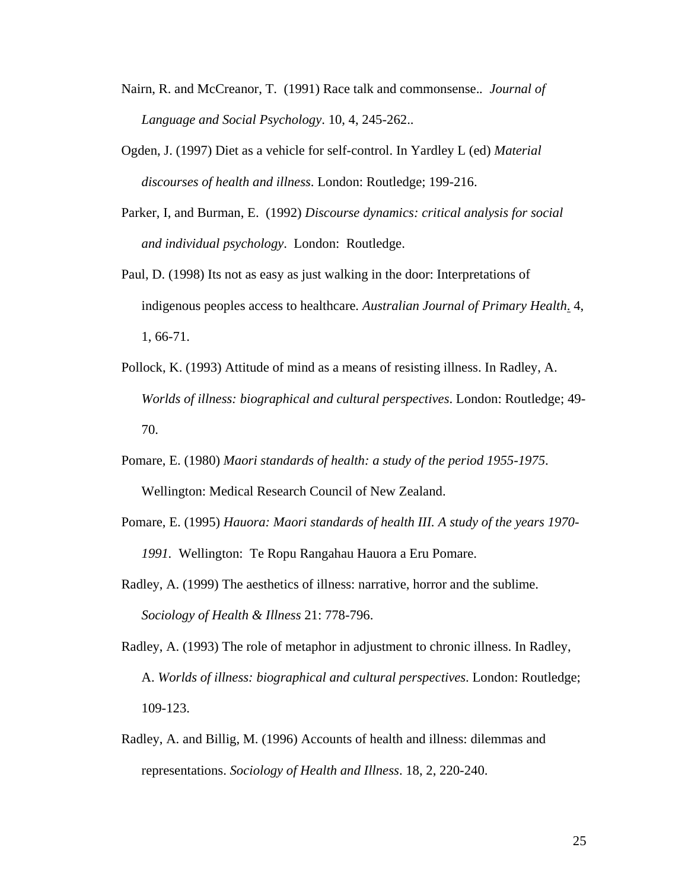Nairn, R. and McCreanor, T. (1991) Race talk and commonsense.. *Journal of Language and Social Psychology*. 10, 4, 245-262..

Ogden, J. (1997) Diet as a vehicle for self-control. In Yardley L (ed) *Material discourses of health and illness*. London: Routledge; 199-216.

Parker, I, and Burman, E. (1992) *Discourse dynamics: critical analysis for social and individual psychology*. London: Routledge.

Paul, D. (1998) Its not as easy as just walking in the door: Interpretations of indigenous peoples access to healthcare. *Australian Journal of Primary Health*. 4, 1, 66-71.

Pollock, K. (1993) Attitude of mind as a means of resisting illness. In Radley, A. *Worlds of illness: biographical and cultural perspectives*. London: Routledge; 49-70.

Pomare, E. (1980) *Maori standards of health: a study of the period 1955-1975*. Wellington: Medical Research Council of New Zealand.

Pomare, E. (1995) *Hauora: Maori standards of health III. A study of the years 1970-1991*. Wellington: Te Ropu Rangahau Hauora a Eru Pomare.

Radley, A. (1999) The aesthetics of illness: narrative, horror and the sublime. *Sociology of Health & Illness* 21: 778-796.

Radley, A. (1993) The role of metaphor in adjustment to chronic illness. In Radley, A. *Worlds of illness: biographical and cultural perspectives*. London: Routledge; 109-123.

Radley, A. and Billig, M. (1996) Accounts of health and illness: dilemmas and representations. *Sociology of Health and Illness*. 18, 2, 220-240.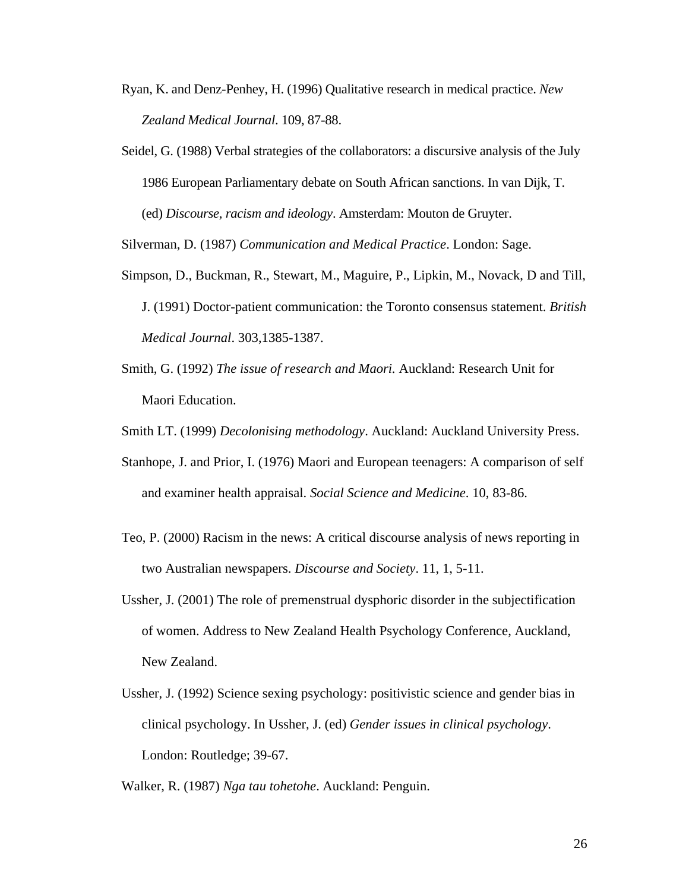Ryan, K. and Denz-Penhey, H. (1996) Qualitative research in medical practice. *New Zealand Medical Journal*. 109, 87-88.

Seidel, G. (1988) Verbal strategies of the collaborators: a discursive analysis of the July 1986 European Parliamentary debate on South African sanctions. In van Dijk, T. (ed) *Discourse, racism and ideology*. Amsterdam: Mouton de Gruyter.

Silverman, D. (1987) *Communication and Medical Practice*. London: Sage.

Simpson, D., Buckman, R., Stewart, M., Maguire, P., Lipkin, M., Novack, D and Till, J. (1991) Doctor-patient communication: the Toronto consensus statement. *British Medical Journal*. 303,1385-1387.

Smith, G. (1992) *The issue of research and Maori.* Auckland: Research Unit for Maori Education.

Smith LT. (1999) *Decolonising methodology*. Auckland: Auckland University Press.

Stanhope, J. and Prior, I. (1976) Maori and European teenagers: A comparison of self and examiner health appraisal. *Social Science and Medicine*. 10, 83-86.

Teo, P. (2000) Racism in the news: A critical discourse analysis of news reporting in two Australian newspapers. *Discourse and Society*. 11, 1, 5-11.

Ussher, J. (2001) The role of premenstrual dysphoric disorder in the subjectification of women. Address to New Zealand Health Psychology Conference, Auckland, New Zealand.

Ussher, J. (1992) Science sexing psychology: positivistic science and gender bias in clinical psychology. In Ussher, J. (ed) *Gender issues in clinical psychology*. London: Routledge; 39-67.

Walker, R. (1987) *Nga tau tohetohe*. Auckland: Penguin.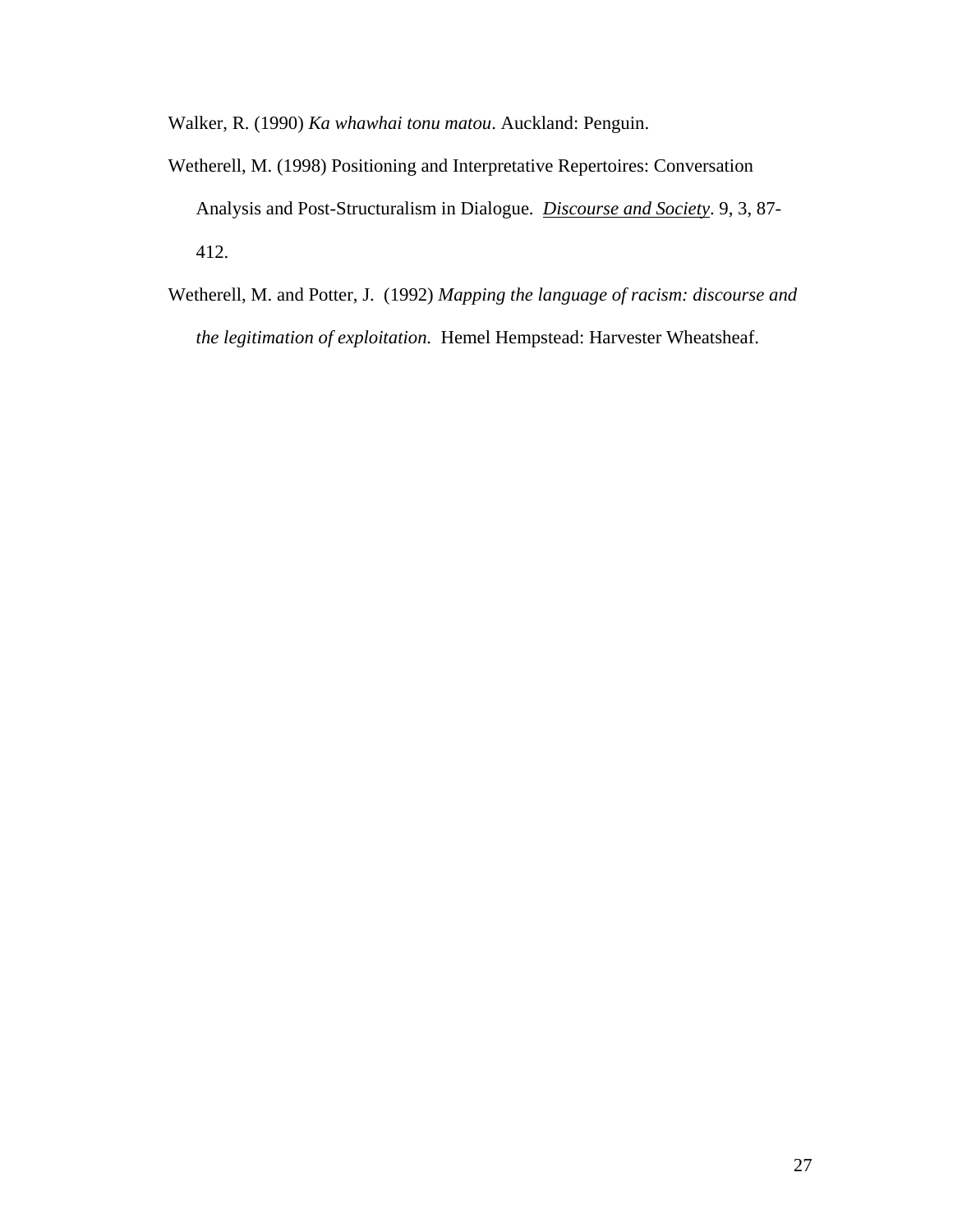Walker, R. (1990) *Ka whawhai tonu matou*. Auckland: Penguin.

Wetherell, M. (1998) Positioning and Interpretative Repertoires: Conversation Analysis and Post-Structuralism in Dialogue. Discourse and Society. 9, 3, 87-412.

Wetherell, M. and Potter, J. (1992) *Mapping the language of racism: discourse and the legitimation of exploitation.* Hemel Hempstead: Harvester Wheatsheaf.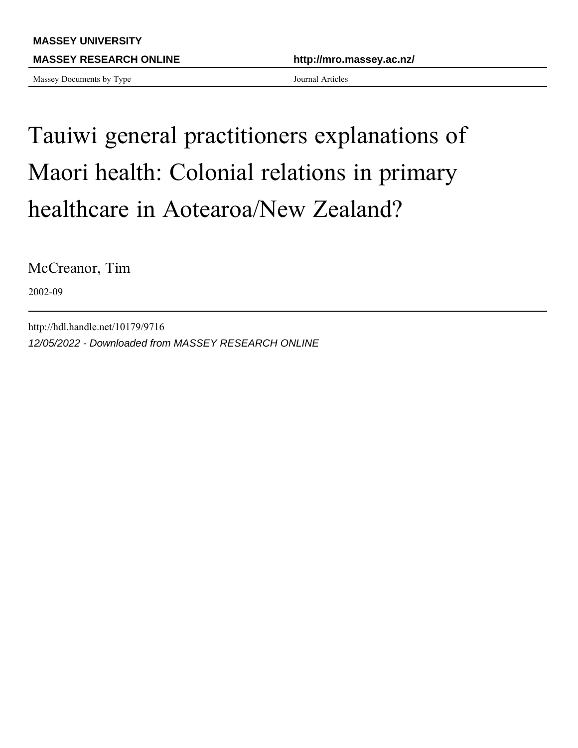MASSEY UNIVERSITY

MASSEY RESEARCH ONLINE http://mro.massey.ac.nz/

Massey Documents by Type Journal Articles

# Tauiwi general practitioners explanations of Maori health: Colonial relations in primary healthcare in Aotearoa/New Zealand?

McCreanor, Tim

2002-09

http://hdl.handle.net/10179/9716

*12/05/2022 - Downloaded from MASSEY RESEARCH ONLINE*